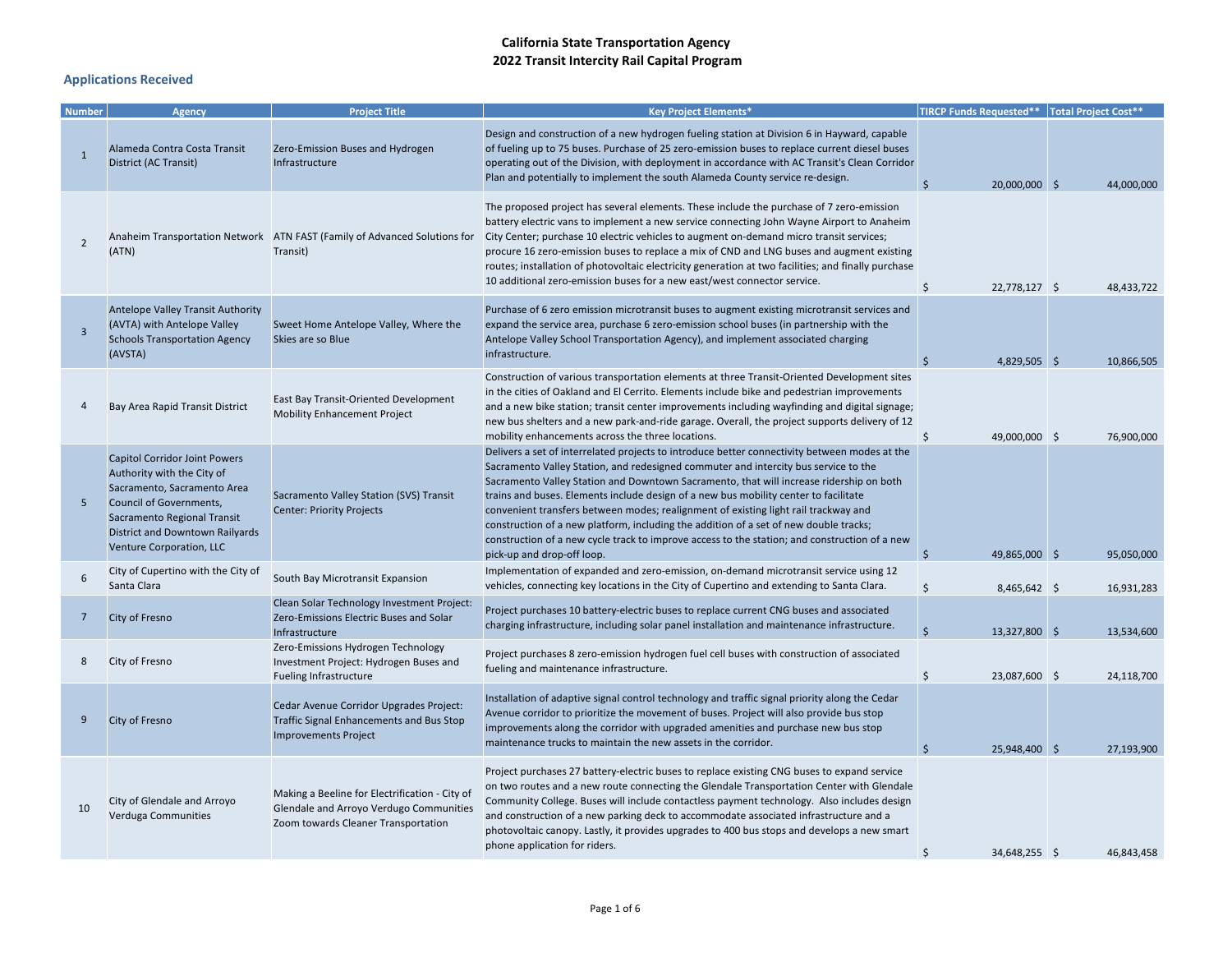# California State Transportation Agency
# 2022 Transit Intercity Rail Capital Program

## Applications Received

| Number | Agency | Project Title | Key Project Elements* | TIRCP Funds Requested** | Total Project Cost** |
|---|---|---|---|---|---|
| 1 | Alameda Contra Costa Transit District (AC Transit) | Zero-Emission Buses and Hydrogen Infrastructure | Design and construction of a new hydrogen fueling station at Division 6 in Hayward, capable of fueling up to 75 buses. Purchase of 25 zero-emission buses to replace current diesel buses operating out of the Division, with deployment in accordance with AC Transit's Clean Corridor Plan and potentially to implement the south Alameda County service re-design. | $ 20,000,000 | $ 44,000,000 |
| 2 | Anaheim Transportation Network (ATN) | ATN FAST (Family of Advanced Solutions for Transit) | The proposed project has several elements. These include the purchase of 7 zero-emission battery electric vans to implement a new service connecting John Wayne Airport to Anaheim City Center; purchase 10 electric vehicles to augment on-demand micro transit services; procure 16 zero-emission buses to replace a mix of CND and LNG buses and augment existing routes; installation of photovoltaic electricity generation at two facilities; and finally purchase 10 additional zero-emission buses for a new east/west connector service. | $ 22,778,127 | $ 48,433,722 |
| 3 | Antelope Valley Transit Authority (AVTA) with Antelope Valley Schools Transportation Agency (AVSTA) | Sweet Home Antelope Valley, Where the Skies are so Blue | Purchase of 6 zero emission microtransit buses to augment existing microtransit services and expand the service area, purchase 6 zero-emission school buses (in partnership with the Antelope Valley School Transportation Agency), and implement associated charging infrastructure. | $ 4,829,505 | $ 10,866,505 |
| 4 | Bay Area Rapid Transit District | East Bay Transit-Oriented Development Mobility Enhancement Project | Construction of various transportation elements at three Transit-Oriented Development sites in the cities of Oakland and El Cerrito. Elements include bike and pedestrian improvements and a new bike station; transit center improvements including wayfinding and digital signage; new bus shelters and a new park-and-ride garage. Overall, the project supports delivery of 12 mobility enhancements across the three locations. | $ 49,000,000 | $ 76,900,000 |
| 5 | Capitol Corridor Joint Powers Authority with the City of Sacramento, Sacramento Area Council of Governments, Sacramento Regional Transit District and Downtown Railyards Venture Corporation, LLC | Sacramento Valley Station (SVS) Transit Center: Priority Projects | Delivers a set of interrelated projects to introduce better connectivity between modes at the Sacramento Valley Station, and redesigned commuter and intercity bus service to the Sacramento Valley Station and Downtown Sacramento, that will increase ridership on both trains and buses. Elements include design of a new bus mobility center to facilitate convenient transfers between modes; realignment of existing light rail trackway and construction of a new platform, including the addition of a set of new double tracks; construction of a new cycle track to improve access to the station; and construction of a new pick-up and drop-off loop. | $ 49,865,000 | $ 95,050,000 |
| 6 | City of Cupertino with the City of Santa Clara | South Bay Microtransit Expansion | Implementation of expanded and zero-emission, on-demand microtransit service using 12 vehicles, connecting key locations in the City of Cupertino and extending to Santa Clara. | $ 8,465,642 | $ 16,931,283 |
| 7 | City of Fresno | Clean Solar Technology Investment Project: Zero-Emissions Electric Buses and Solar Infrastructure | Project purchases 10 battery-electric buses to replace current CNG buses and associated charging infrastructure, including solar panel installation and maintenance infrastructure. | $ 13,327,800 | $ 13,534,600 |
| 8 | City of Fresno | Zero-Emissions Hydrogen Technology Investment Project: Hydrogen Buses and Fueling Infrastructure | Project purchases 8 zero-emission hydrogen fuel cell buses with construction of associated fueling and maintenance infrastructure. | $ 23,087,600 | $ 24,118,700 |
| 9 | City of Fresno | Cedar Avenue Corridor Upgrades Project: Traffic Signal Enhancements and Bus Stop Improvements Project | Installation of adaptive signal control technology and traffic signal priority along the Cedar Avenue corridor to prioritize the movement of buses. Project will also provide bus stop improvements along the corridor with upgraded amenities and purchase new bus stop maintenance trucks to maintain the new assets in the corridor. | $ 25,948,400 | $ 27,193,900 |
| 10 | City of Glendale and Arroyo Verduga Communities | Making a Beeline for Electrification - City of Glendale and Arroyo Verdugo Communities Zoom towards Cleaner Transportation | Project purchases 27 battery-electric buses to replace existing CNG buses to expand service on two routes and a new route connecting the Glendale Transportation Center with Glendale Community College. Buses will include contactless payment technology. Also includes design and construction of a new parking deck to accommodate associated infrastructure and a photovoltaic canopy. Lastly, it provides upgrades to 400 bus stops and develops a new smart phone application for riders. | $ 34,648,255 | $ 46,843,458 |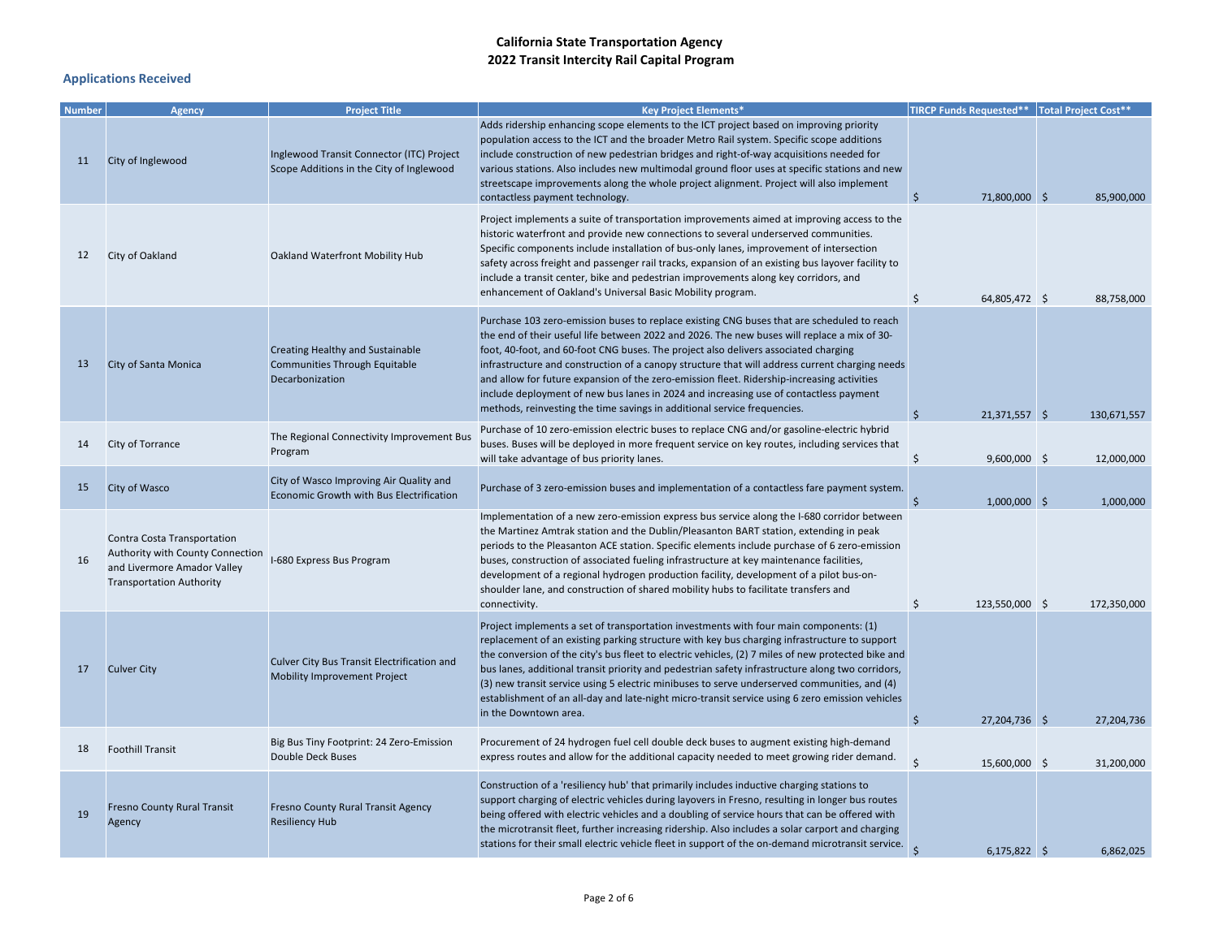# California State Transportation Agency
# 2022 Transit Intercity Rail Capital Program

## Applications Received

| Number | Agency | Project Title | Key Project Elements* | TIRCP Funds Requested** | Total Project Cost** |
|---|---|---|---|---|---|
| 11 | City of Inglewood | Inglewood Transit Connector (ITC) Project Scope Additions in the City of Inglewood | Adds ridership enhancing scope elements to the ICT project based on improving priority population access to the ICT and the broader Metro Rail system. Specific scope additions include construction of new pedestrian bridges and right-of-way acquisitions needed for various stations. Also includes new multimodal ground floor uses at specific stations and new streetscape improvements along the whole project alignment. Project will also implement contactless payment technology. | $ 71,800,000 | $ 85,900,000 |
| 12 | City of Oakland | Oakland Waterfront Mobility Hub | Project implements a suite of transportation improvements aimed at improving access to the historic waterfront and provide new connections to several underserved communities. Specific components include installation of bus-only lanes, improvement of intersection safety across freight and passenger rail tracks, expansion of an existing bus layover facility to include a transit center, bike and pedestrian improvements along key corridors, and enhancement of Oakland's Universal Basic Mobility program. | $ 64,805,472 | $ 88,758,000 |
| 13 | City of Santa Monica | Creating Healthy and Sustainable Communities Through Equitable Decarbonization | Purchase 103 zero-emission buses to replace existing CNG buses that are scheduled to reach the end of their useful life between 2022 and 2026. The new buses will replace a mix of 30-foot, 40-foot, and 60-foot CNG buses. The project also delivers associated charging infrastructure and construction of a canopy structure that will address current charging needs and allow for future expansion of the zero-emission fleet. Ridership-increasing activities include deployment of new bus lanes in 2024 and increasing use of contactless payment methods, reinvesting the time savings in additional service frequencies. | $ 21,371,557 | $ 130,671,557 |
| 14 | City of Torrance | The Regional Connectivity Improvement Bus Program | Purchase of 10 zero-emission electric buses to replace CNG and/or gasoline-electric hybrid buses. Buses will be deployed in more frequent service on key routes, including services that will take advantage of bus priority lanes. | $ 9,600,000 | $ 12,000,000 |
| 15 | City of Wasco | City of Wasco Improving Air Quality and Economic Growth with Bus Electrification | Purchase of 3 zero-emission buses and implementation of a contactless fare payment system. | $ 1,000,000 | $ 1,000,000 |
| 16 | Contra Costa Transportation Authority with County Connection and Livermore Amador Valley Transportation Authority | I-680 Express Bus Program | Implementation of a new zero-emission express bus service along the I-680 corridor between the Martinez Amtrak station and the Dublin/Pleasanton BART station, extending in peak periods to the Pleasanton ACE station. Specific elements include purchase of 6 zero-emission buses, construction of associated fueling infrastructure at key maintenance facilities, development of a regional hydrogen production facility, development of a pilot bus-on-shoulder lane, and construction of shared mobility hubs to facilitate transfers and connectivity. | $ 123,550,000 | $ 172,350,000 |
| 17 | Culver City | Culver City Bus Transit Electrification and Mobility Improvement Project | Project implements a set of transportation investments with four main components: (1) replacement of an existing parking structure with key bus charging infrastructure to support the conversion of the city's bus fleet to electric vehicles, (2) 7 miles of new protected bike and bus lanes, additional transit priority and pedestrian safety infrastructure along two corridors, (3) new transit service using 5 electric minibuses to serve underserved communities, and (4) establishment of an all-day and late-night micro-transit service using 6 zero emission vehicles in the Downtown area. | $ 27,204,736 | $ 27,204,736 |
| 18 | Foothill Transit | Big Bus Tiny Footprint: 24 Zero-Emission Double Deck Buses | Procurement of 24 hydrogen fuel cell double deck buses to augment existing high-demand express routes and allow for the additional capacity needed to meet growing rider demand. | $ 15,600,000 | $ 31,200,000 |
| 19 | Fresno County Rural Transit Agency | Fresno County Rural Transit Agency Resiliency Hub | Construction of a 'resiliency hub' that primarily includes inductive charging stations to support charging of electric vehicles during layovers in Fresno, resulting in longer bus routes being offered with electric vehicles and a doubling of service hours that can be offered with the microtransit fleet, further increasing ridership. Also includes a solar carport and charging stations for their small electric vehicle fleet in support of the on-demand microtransit service. | $ 6,175,822 | $ 6,862,025 |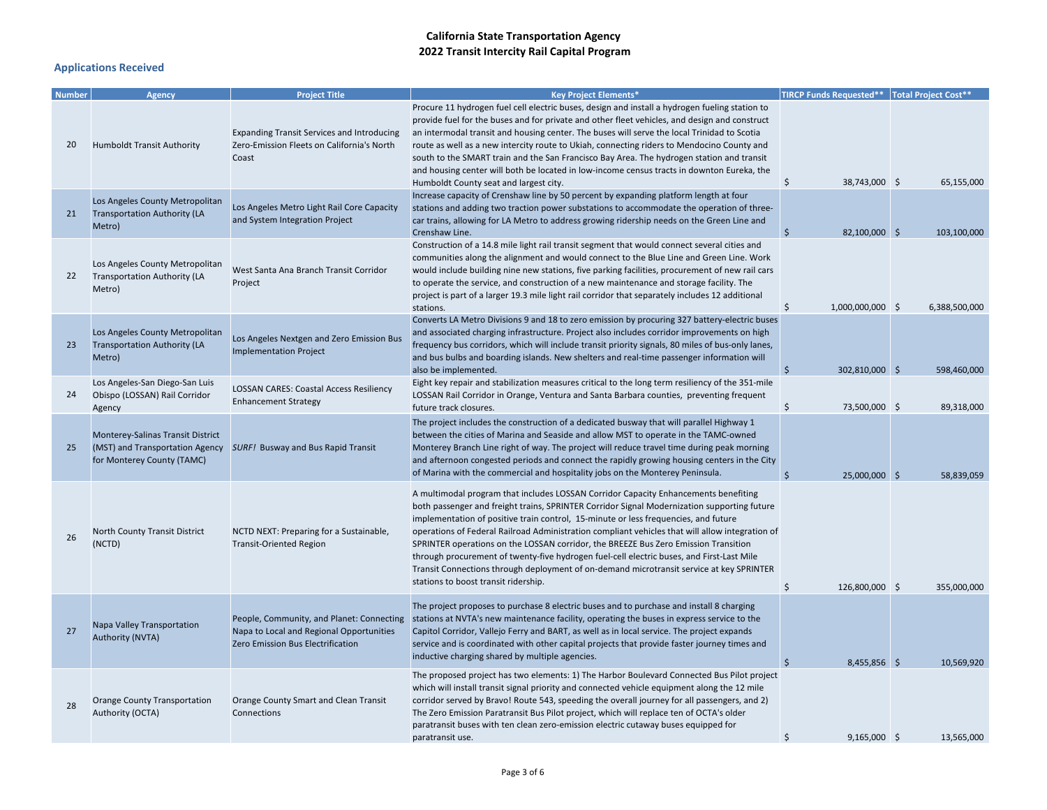# California State Transportation Agency
## 2022 Transit Intercity Rail Capital Program

### Applications Received

| Number | Agency | Project Title | Key Project Elements* | TIRCP Funds Requested** | Total Project Cost** |
|---|---|---|---|---|---|
| 20 | Humboldt Transit Authority | Expanding Transit Services and Introducing Zero-Emission Fleets on California's North Coast | Procure 11 hydrogen fuel cell electric buses, design and install a hydrogen fueling station to provide fuel for the buses and for private and other fleet vehicles, and design and construct an intermodal transit and housing center. The buses will serve the local Trinidad to Scotia route as well as a new intercity route to Ukiah, connecting riders to Mendocino County and south to the SMART train and the San Francisco Bay Area. The hydrogen station and transit and housing center will both be located in low-income census tracts in downton Eureka, the Humboldt County seat and largest city. | $ 38,743,000 | $ 65,155,000 |
| 21 | Los Angeles County Metropolitan Transportation Authority (LA Metro) | Los Angeles Metro Light Rail Core Capacity and System Integration Project | Increase capacity of Crenshaw line by 50 percent by expanding platform length at four stations and adding two traction power substations to accommodate the operation of three-car trains, allowing for LA Metro to address growing ridership needs on the Green Line and Crenshaw Line. | $ 82,100,000 | $ 103,100,000 |
| 22 | Los Angeles County Metropolitan Transportation Authority (LA Metro) | West Santa Ana Branch Transit Corridor Project | Construction of a 14.8 mile light rail transit segment that would connect several cities and communities along the alignment and would connect to the Blue Line and Green Line. Work would include building nine new stations, five parking facilities, procurement of new rail cars to operate the service, and construction of a new maintenance and storage facility. The project is part of a larger 19.3 mile light rail corridor that separately includes 12 additional stations. | $ 1,000,000,000 | $ 6,388,500,000 |
| 23 | Los Angeles County Metropolitan Transportation Authority (LA Metro) | Los Angeles Nextgen and Zero Emission Bus Implementation Project | Converts LA Metro Divisions 9 and 18 to zero emission by procuring 327 battery-electric buses and associated charging infrastructure. Project also includes corridor improvements on high frequency bus corridors, which will include transit priority signals, 80 miles of bus-only lanes, and bus bulbs and boarding islands. New shelters and real-time passenger information will also be implemented. | $ 302,810,000 | $ 598,460,000 |
| 24 | Los Angeles-San Diego-San Luis Obispo (LOSSAN) Rail Corridor Agency | LOSSAN CARES: Coastal Access Resiliency Enhancement Strategy | Eight key repair and stabilization measures critical to the long term resiliency of the 351-mile LOSSAN Rail Corridor in Orange, Ventura and Santa Barbara counties, preventing frequent future track closures. | $ 73,500,000 | $ 89,318,000 |
| 25 | Monterey-Salinas Transit District (MST) and Transportation Agency for Monterey County (TAMC) | *SURF!* Busway and Bus Rapid Transit | The project includes the construction of a dedicated busway that will parallel Highway 1 between the cities of Marina and Seaside and allow MST to operate in the TAMC-owned Monterey Branch Line right of way. The project will reduce travel time during peak morning and afternoon congested periods and connect the rapidly growing housing centers in the City of Marina with the commercial and hospitality jobs on the Monterey Peninsula. | $ 25,000,000 | $ 58,839,059 |
| 26 | North County Transit District (NCTD) | NCTD NEXT: Preparing for a Sustainable, Transit-Oriented Region | A multimodal program that includes LOSSAN Corridor Capacity Enhancements benefiting both passenger and freight trains, SPRINTER Corridor Signal Modernization supporting future implementation of positive train control, 15-minute or less frequencies, and future operations of Federal Railroad Administration compliant vehicles that will allow integration of SPRINTER operations on the LOSSAN corridor, the BREEZE Bus Zero Emission Transition through procurement of twenty-five hydrogen fuel-cell electric buses, and First-Last Mile Transit Connections through deployment of on-demand microtransit service at key SPRINTER stations to boost transit ridership. | $ 126,800,000 | $ 355,000,000 |
| 27 | Napa Valley Transportation Authority (NVTA) | People, Community, and Planet: Connecting Napa to Local and Regional Opportunities Zero Emission Bus Electrification | The project proposes to purchase 8 electric buses and to purchase and install 8 charging stations at NVTA's new maintenance facility, operating the buses in express service to the Capitol Corridor, Vallejo Ferry and BART, as well as in local service. The project expands service and is coordinated with other capital projects that provide faster journey times and inductive charging shared by multiple agencies. | $ 8,455,856 | $ 10,569,920 |
| 28 | Orange County Transportation Authority (OCTA) | Orange County Smart and Clean Transit Connections | The proposed project has two elements: 1) The Harbor Boulevard Connected Bus Pilot project which will install transit signal priority and connected vehicle equipment along the 12 mile corridor served by Bravo! Route 543, speeding the overall journey for all passengers, and 2) The Zero Emission Paratransit Bus Pilot project, which will replace ten of OCTA's older paratransit buses with ten clean zero-emission electric cutaway buses equipped for paratransit use. | $ 9,165,000 | $ 13,565,000 |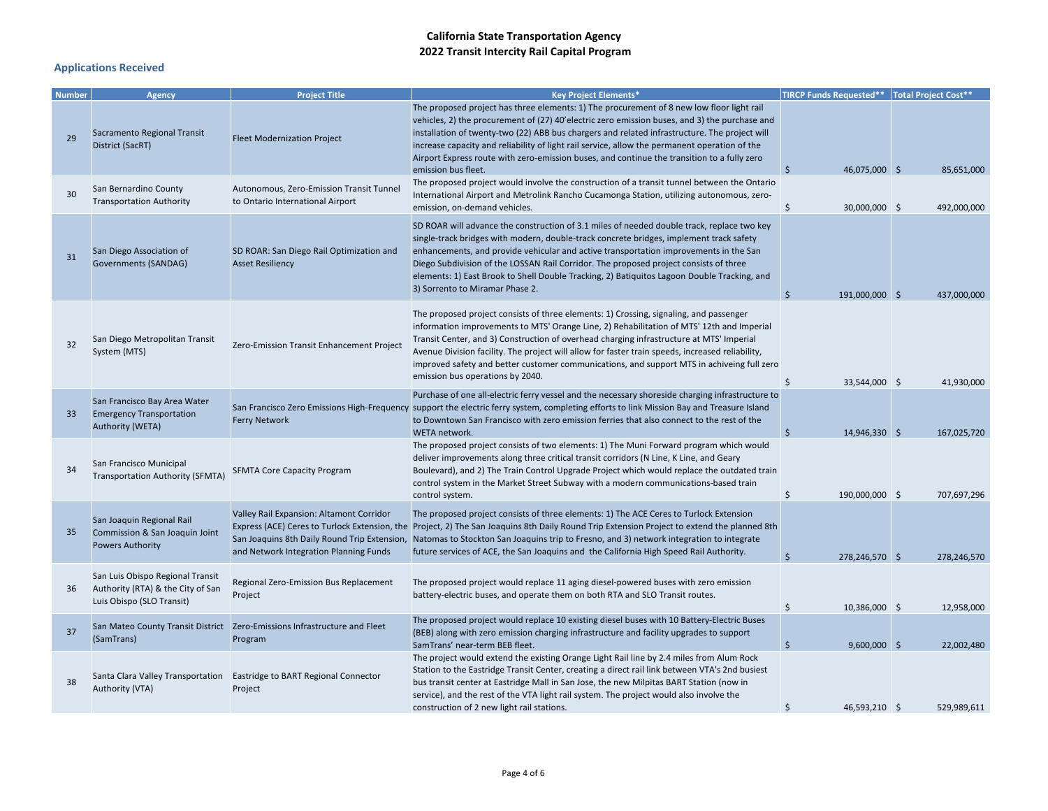# California State Transportation Agency
# 2022 Transit Intercity Rail Capital Program

## Applications Received

| Number | Agency | Project Title | Key Project Elements* | TIRCP Funds Requested** | Total Project Cost** |
|---|---|---|---|---|---|
| 29 | Sacramento Regional Transit District (SacRT) | Fleet Modernization Project | The proposed project has three elements: 1) The procurement of 8 new low floor light rail vehicles, 2) the procurement of (27) 40'electric zero emission buses, and 3) the purchase and installation of twenty-two (22) ABB bus chargers and related infrastructure. The project will increase capacity and reliability of light rail service, allow the permanent operation of the Airport Express route with zero-emission buses, and continue the transition to a fully zero emission bus fleet. | $ 46,075,000 | $ 85,651,000 |
| 30 | San Bernardino County Transportation Authority | Autonomous, Zero-Emission Transit Tunnel to Ontario International Airport | The proposed project would involve the construction of a transit tunnel between the Ontario International Airport and Metrolink Rancho Cucamonga Station, utilizing autonomous, zero-emission, on-demand vehicles. | $ 30,000,000 | $ 492,000,000 |
| 31 | San Diego Association of Governments (SANDAG) | SD ROAR: San Diego Rail Optimization and Asset Resiliency | SD ROAR will advance the construction of 3.1 miles of needed double track, replace two key single-track bridges with modern, double-track concrete bridges, implement track safety enhancements, and provide vehicular and active transportation improvements in the San Diego Subdivision of the LOSSAN Rail Corridor. The proposed project consists of three elements: 1) East Brook to Shell Double Tracking, 2) Batiquitos Lagoon Double Tracking, and 3) Sorrento to Miramar Phase 2. | $ 191,000,000 | $ 437,000,000 |
| 32 | San Diego Metropolitan Transit System (MTS) | Zero-Emission Transit Enhancement Project | The proposed project consists of three elements: 1) Crossing, signaling, and passenger information improvements to MTS' Orange Line, 2) Rehabilitation of MTS' 12th and Imperial Transit Center, and 3) Construction of overhead charging infrastructure at MTS' Imperial Avenue Division facility. The project will allow for faster train speeds, increased reliability, improved safety and better customer communications, and support MTS in achieving full zero emission bus operations by 2040. | $ 33,544,000 | $ 41,930,000 |
| 33 | San Francisco Bay Area Water Emergency Transportation Authority (WETA) | San Francisco Zero Emissions High-Frequency Ferry Network | Purchase of one all-electric ferry vessel and the necessary shoreside charging infrastructure to support the electric ferry system, completing efforts to link Mission Bay and Treasure Island to Downtown San Francisco with zero emission ferries that also connect to the rest of the WETA network. | $ 14,946,330 | $ 167,025,720 |
| 34 | San Francisco Municipal Transportation Authority (SFMTA) | SFMTA Core Capacity Program | The proposed project consists of two elements: 1) The Muni Forward program which would deliver improvements along three critical transit corridors (N Line, K Line, and Geary Boulevard), and 2) The Train Control Upgrade Project which would replace the outdated train control system in the Market Street Subway with a modern communications-based train control system. | $ 190,000,000 | $ 707,697,296 |
| 35 | San Joaquin Regional Rail Commission & San Joaquin Joint Powers Authority | Valley Rail Expansion: Altamont Corridor Express (ACE) Ceres to Turlock Extension, the San Joaquins 8th Daily Round Trip Extension, and Network Integration Planning Funds | The proposed project consists of three elements: 1) The ACE Ceres to Turlock Extension Project, 2) The San Joaquins 8th Daily Round Trip Extension Project to extend the planned 8th Natomas to Stockton San Joaquins trip to Fresno, and 3) network integration to integrate future services of ACE, the San Joaquins and the California High Speed Rail Authority. | $ 278,246,570 | $ 278,246,570 |
| 36 | San Luis Obispo Regional Transit Authority (RTA) & the City of San Luis Obispo (SLO Transit) | Regional Zero-Emission Bus Replacement Project | The proposed project would replace 11 aging diesel-powered buses with zero emission battery-electric buses, and operate them on both RTA and SLO Transit routes. | $ 10,386,000 | $ 12,958,000 |
| 37 | San Mateo County Transit District (SamTrans) | Zero-Emissions Infrastructure and Fleet Program | The proposed project would replace 10 existing diesel buses with 10 Battery-Electric Buses (BEB) along with zero emission charging infrastructure and facility upgrades to support SamTrans' near-term BEB fleet. | $ 9,600,000 | $ 22,002,480 |
| 38 | Santa Clara Valley Transportation Authority (VTA) | Eastridge to BART Regional Connector Project | The project would extend the existing Orange Light Rail line by 2.4 miles from Alum Rock Station to the Eastridge Transit Center, creating a direct rail link between VTA's 2nd busiest bus transit center at Eastridge Mall in San Jose, the new Milpitas BART Station (now in service), and the rest of the VTA light rail system. The project would also involve the construction of 2 new light rail stations. | $ 46,593,210 | $ 529,989,611 |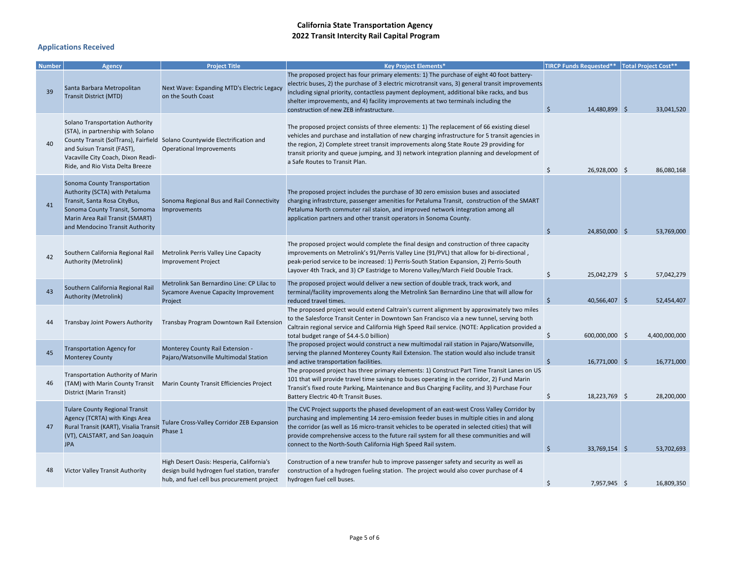# California State Transportation Agency
# 2022 Transit Intercity Rail Capital Program

## Applications Received

| Number | Agency | Project Title | Key Project Elements* | TIRCP Funds Requested** | Total Project Cost** |
|---|---|---|---|---|---|
| 39 | Santa Barbara Metropolitan Transit District (MTD) | Next Wave: Expanding MTD's Electric Legacy on the South Coast | The proposed project has four primary elements: 1) The purchase of eight 40 foot battery-electric buses, 2) the purchase of 3 electric microtransit vans, 3) general transit improvements including signal priority, contactless payment deployment, additional bike racks, and bus shelter improvements, and 4) facility improvements at two terminals including the construction of new ZEB infrastructure. | $ 14,480,899 | $ 33,041,520 |
| 40 | Solano Transportation Authority (STA), in partnership with Solano County Transit (SolTrans), Fairfield and Suisun Transit (FAST), Vacaville City Coach, Dixon Readi-Ride, and Rio Vista Delta Breeze | Solano Countywide Electrification and Operational Improvements | The proposed project consists of three elements: 1) The replacement of 66 existing diesel vehicles and purchase and installation of new charging infrastructure for 5 transit agencies in the region, 2) Complete street transit improvements along State Route 29 providing for transit priority and queue jumping, and 3) network integration planning and development of a Safe Routes to Transit Plan. | $ 26,928,000 | $ 86,080,168 |
| 41 | Sonoma County Transportation Authority (SCTA) with Petaluma Transit, Santa Rosa CityBus, Sonoma County Transit, Somoma Marin Area Rail Transit (SMART) and Mendocino Transit Authority | Sonoma Regional Bus and Rail Connectivity Improvements | The proposed project includes the purchase of 30 zero emission buses and associated charging infrastrcture, passenger amenities for Petaluma Transit, construction of the SMART Petaluma North commuter rail staion, and improved network integration among all application partners and other transit operators in Sonoma County. | $ 24,850,000 | $ 53,769,000 |
| 42 | Southern California Regional Rail Authority (Metrolink) | Metrolink Perris Valley Line Capacity Improvement Project | The proposed project would complete the final design and construction of three capacity improvements on Metrolink's 91/Perris Valley Line (91/PVL) that allow for bi-directional , peak-period service to be increased: 1) Perris-South Station Expansion, 2) Perris-South Layover 4th Track, and 3) CP Eastridge to Moreno Valley/March Field Double Track. | $ 25,042,279 | $ 57,042,279 |
| 43 | Southern California Regional Rail Authority (Metrolink) | Metrolink San Bernardino Line: CP Lilac to Sycamore Avenue Capacity Improvement Project | The proposed project would deliver a new section of double track, track work, and terminal/facility improvements along the Metrolink San Bernardino Line that will allow for reduced travel times. | $ 40,566,407 | $ 52,454,407 |
| 44 | Transbay Joint Powers Authority | Transbay Program Downtown Rail Extension | The proposed project would extend Caltrain's current alignment by approximately two miles to the Salesforce Transit Center in Downtown San Francisco via a new tunnel, serving both Caltrain regional service and California High Speed Rail service. (NOTE: Application provided a total budget range of $4.4-5.0 billion) | $ 600,000,000 | $ 4,400,000,000 |
| 45 | Transportation Agency for Monterey County | Monterey County Rail Extension - Pajaro/Watsonville Multimodal Station | The proposed project would construct a new multimodal rail station in Pajaro/Watsonville, serving the planned Monterey County Rail Extension. The station would also include transit and active transportation facilities. | $ 16,771,000 | $ 16,771,000 |
| 46 | Transportation Authority of Marin (TAM) with Marin County Transit District (Marin Transit) | Marin County Transit Efficiencies Project | The proposed project has three primary elements: 1) Construct Part Time Transit Lanes on US 101 that will provide travel time savings to buses operating in the corridor, 2) Fund Marin Transit's fixed route Parking, Maintenance and Bus Charging Facility, and 3) Purchase Four Battery Electric 40-ft Transit Buses. | $ 18,223,769 | $ 28,200,000 |
| 47 | Tulare County Regional Transit Agency (TCRTA) with Kings Area Rural Transit (KART), Visalia Transit (VT), CALSTART, and San Joaquin JPA | Tulare Cross-Valley Corridor ZEB Expansion Phase 1 | The CVC Project supports the phased development of an east-west Cross Valley Corridor by purchasing and implementing 14 zero-emission feeder buses in multiple cities in and along the corridor (as well as 16 micro-transit vehicles to be operated in selected cities) that will provide comprehensive access to the future rail system for all these communities and will connect to the North-South California High Speed Rail system. | $ 33,769,154 | $ 53,702,693 |
| 48 | Victor Valley Transit Authority | High Desert Oasis: Hesperia, California's design build hydrogen fuel station, transfer hub, and fuel cell bus procurement project | Construction of a new transfer hub to improve passenger safety and security as well as construction of a hydrogen fueling station. The project would also cover purchase of 4 hydrogen fuel cell buses. | $ 7,957,945 | $ 16,809,350 |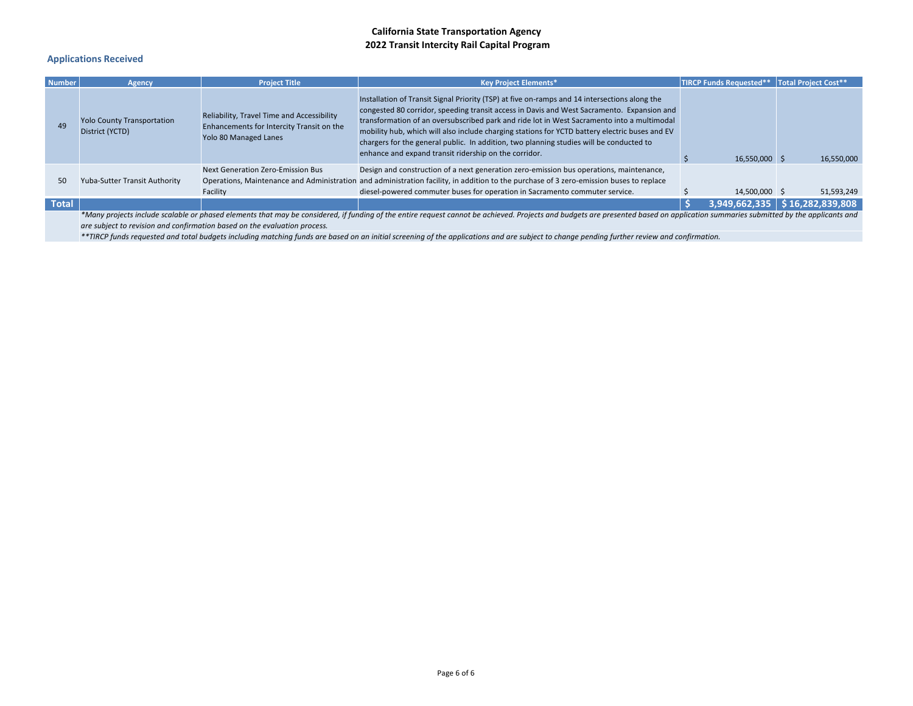# California State Transportation Agency
# 2022 Transit Intercity Rail Capital Program

## Applications Received

| Number | Agency | Project Title | Key Project Elements* | TIRCP Funds Requested** | Total Project Cost** |
|---|---|---|---|---|---|
| 49 | Yolo County Transportation District (YCTD) | Reliability, Travel Time and Accessibility Enhancements for Intercity Transit on the Yolo 80 Managed Lanes | Installation of Transit Signal Priority (TSP) at five on-ramps and 14 intersections along the congested 80 corridor, speeding transit access in Davis and West Sacramento. Expansion and transformation of an oversubscribed park and ride lot in West Sacramento into a multimodal mobility hub, which will also include charging stations for YCTD battery electric buses and EV chargers for the general public. In addition, two planning studies will be conducted to enhance and expand transit ridership on the corridor. | $ 16,550,000 | $ 16,550,000 |
| 50 | Yuba-Sutter Transit Authority | Next Generation Zero-Emission Bus Operations, Maintenance and Administration Facility | Design and construction of a next generation zero-emission bus operations, maintenance, and administration facility, in addition to the purchase of 3 zero-emission buses to replace diesel-powered commuter buses for operation in Sacramento commuter service. | $ 14,500,000 | $ 51,593,249 |
| **Total** | | | | **$ 3,949,662,335** | **$ 16,282,839,808** |

*\*Many projects include scalable or phased elements that may be considered, if funding of the entire request cannot be achieved. Projects and budgets are presented based on application summaries submitted by the applicants and are subject to revision and confirmation based on the evaluation process.*

*\*\*TIRCP funds requested and total budgets including matching funds are based on an initial screening of the applications and are subject to change pending further review and confirmation.*